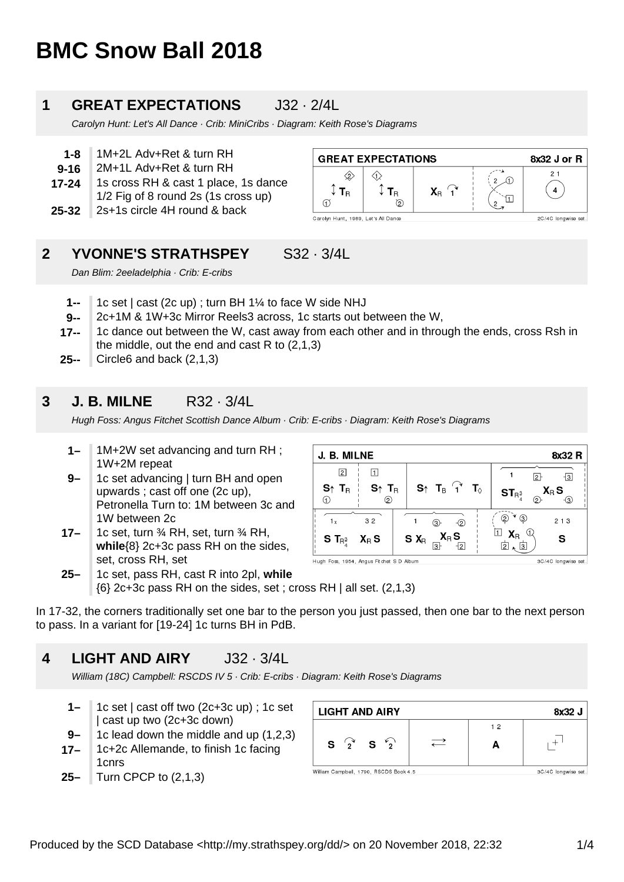# BMC Snow Ball 2018

## 1 GREAT EXPECTATIONS J32 · 2/4L

*Carolyn Hunt: Let's All Dance · Crib: MiniCribs · Diagram: Keith Rose's Diagrams*

- **1-8** 1M+2L Adv+Ret & turn RH
- **9-16** 2M+1L Adv+Ret & turn RH
- **17-24** 1s cross RH & cast 1 place, 1s dance 1/2 Fig of 8 round 2s (1s cross up)
- **25-32** 2s+1s circle 4H round & back

## 2 YVONNE'S STRATHSPEY S32 · 3/4L

*Dan Blim: 2eeladelphia · Crib: E-cribs*

- **1--** 1c set | cast (2c up) ; turn BH 1¼ to face W side NHJ
- **9--** 2c+1M & 1W+3c Mirror Reels3 across, 1c starts out between the W,
- **17--** 1c dance out between the W, cast away from each other and in through the ends, cross Rsh in the middle, out the end and cast R to (2,1,3)
- **25--** Circle6 and back (2,1,3)

## 3 J. B. MILNE R32 · 3/4L

*Hugh Foss: Angus Fitchet Scottish Dance Album · Crib: E-cribs · Diagram: Keith Rose's Diagrams*

- **1–** 1M+2W set advancing and turn RH ; 1W+2M repeat
- **9–** 1c set advancing | turn BH and open upwards ; cast off one (2c up), Petronella Turn to: 1M between 3c and 1W between 2c
- **17–** 1c set, turn ¾ RH, set, turn ¾ RH, **while**{8} 2c+3c pass RH on the sides, set, cross RH, set
- **25–** 1c set, pass RH, cast R into 2pl, **while** {6} 2c+3c pass RH on the sides, set ; cross RH | all set. (2,1,3)

In 17-32, the corners traditionally set one bar to the person you just passed, then one bar to the next person to pass. In a variant for [19-24] 1c turns BH in PdB.

## 4 LIGHT AND AIRY J32 · 3/4L

*William (18C) Campbell: RSCDS IV 5 · Crib: E-cribs · Diagram: Keith Rose's Diagrams*

- **1–** 1c set | cast off two (2c+3c up) ; 1c set | cast up two (2c+3c down)
- **9–** 1c lead down the middle and up (1,2,3)
- **17–** 1c+2c Allemande, to finish 1c facing 1cnrs
- **25–** Turn CPCP to (2,1,3)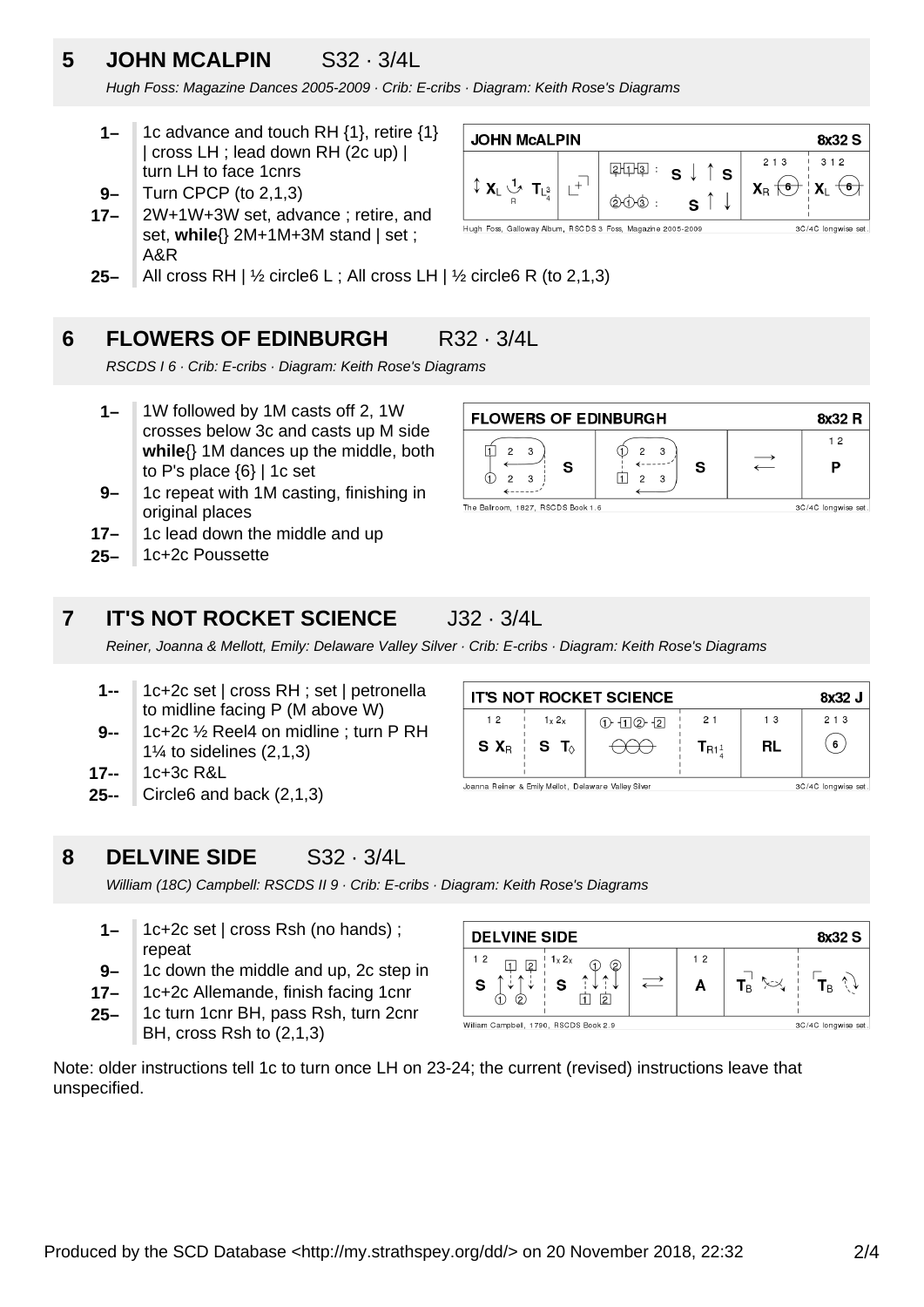## 5 JOHN MCALPIN S32 · 3/4L

*Hugh Foss: Magazine Dances 2005-2009 · Crib: E-cribs · Diagram: Keith Rose's Diagrams*

- **1–** 1c advance and touch RH {1}, retire {1} | cross LH ; lead down RH (2c up) | turn LH to face 1cnrs
- **9–** Turn CPCP (to 2,1,3)
- **17–** 2W+1W+3W set, advance ; retire, and set, **while**{} 2M+1M+3M stand | set ; A&R
- **25–** All cross RH | ½ circle6 L ; All cross LH | ½ circle6 R (to 2,1,3)

## 6 FLOWERS OF EDINBURGH R32 · 3/4L

*RSCDS I 6 · Crib: E-cribs · Diagram: Keith Rose's Diagrams*

- **1–** 1W followed by 1M casts off 2, 1W crosses below 3c and casts up M side **while**{} 1M dances up the middle, both to P's place {6} | 1c set
- **9–** 1c repeat with 1M casting, finishing in original places
- **17–** 1c lead down the middle and up
- **25–** 1c+2c Poussette

## 7 IT'S NOT ROCKET SCIENCE J32 · 3/4L

*Reiner, Joanna & Mellott, Emily: Delaware Valley Silver · Crib: E-cribs · Diagram: Keith Rose's Diagrams*

- **1--** 1c+2c set | cross RH ; set | petronella to midline facing P (M above W)
- **9--** 1c+2c ½ Reel4 on midline ; turn P RH 1¼ to sidelines (2,1,3)
- **17--** 1c+3c R&L
- **25--** Circle6 and back (2,1,3)

## 8 DELVINE SIDE S32 · 3/4L

*William (18C) Campbell: RSCDS II 9 · Crib: E-cribs · Diagram: Keith Rose's Diagrams*

- **1–** 1c+2c set | cross Rsh (no hands) ; repeat
- **9–** 1c down the middle and up, 2c step in
- **17–** 1c+2c Allemande, finish facing 1cnr
- **25–** 1c turn 1cnr BH, pass Rsh, turn 2cnr BH, cross Rsh to (2,1,3)

Note: older instructions tell 1c to turn once LH on 23-24; the current (revised) instructions leave that unspecified.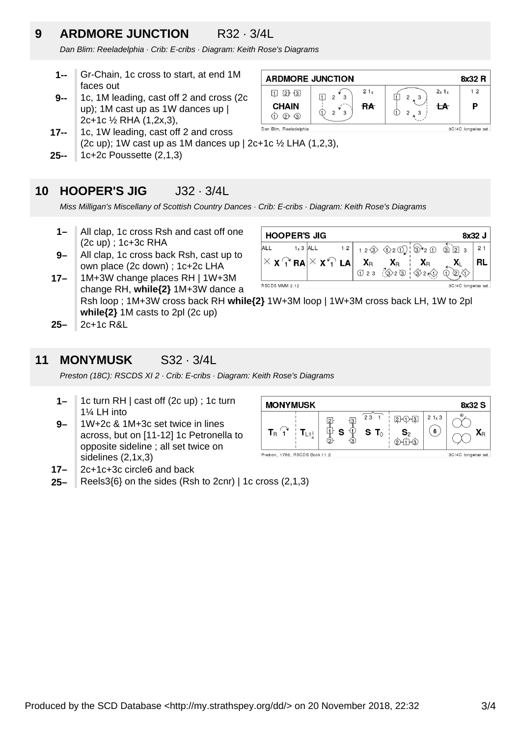## 9 ARDMORE JUNCTION R32 · 3/4L

*Dan Blim: Reeladelphia · Crib: E-cribs · Diagram: Keith Rose's Diagrams*

- **1--** Gr-Chain, 1c cross to start, at end 1M faces out
- **9--** 1c, 1M leading, cast off 2 and cross (2c up); 1M cast up as 1W dances up | 2c+1c ½ RHA (1,2x,3),
- **17--** 1c, 1W leading, cast off 2 and cross (2c up); 1W cast up as 1M dances up | 2c+1c ½ LHA (1,2,3),
- **25--** 1c+2c Poussette (2,1,3)

## 10 HOOPER'S JIG J32 · 3/4L

*Miss Milligan's Miscellany of Scottish Country Dances · Crib: E-cribs · Diagram: Keith Rose's Diagrams*

- **1–** All clap, 1c cross Rsh and cast off one (2c up) ; 1c+3c RHA
- **9–** All clap, 1c cross back Rsh, cast up to own place (2c down) ; 1c+2c LHA
- **17–** 1M+3W change places RH | 1W+3M change RH, **while{2}** 1M+3W dance a Rsh loop ; 1M+3W cross back RH **while{2}** 1W+3M loop | 1W+3M cross back LH, 1W to 2pl **while{2}** 1M casts to 2pl (2c up)
- **25–** 2c+1c R&L

## 11 MONYMUSK S32 · 3/4L

*Preston (18C): RSCDS XI 2 · Crib: E-cribs · Diagram: Keith Rose's Diagrams*

- **1–** 1c turn RH | cast off (2c up) ; 1c turn 1¼ LH into
- **9–** 1W+2c & 1M+3c set twice in lines across, but on [11-12] 1c Petronella to opposite sideline ; all set twice on sidelines (2,1x,3)
- **17–** 2c+1c+3c circle6 and back
- **25–** Reels3{6} on the sides (Rsh to 2cnr) | 1c cross (2,1,3)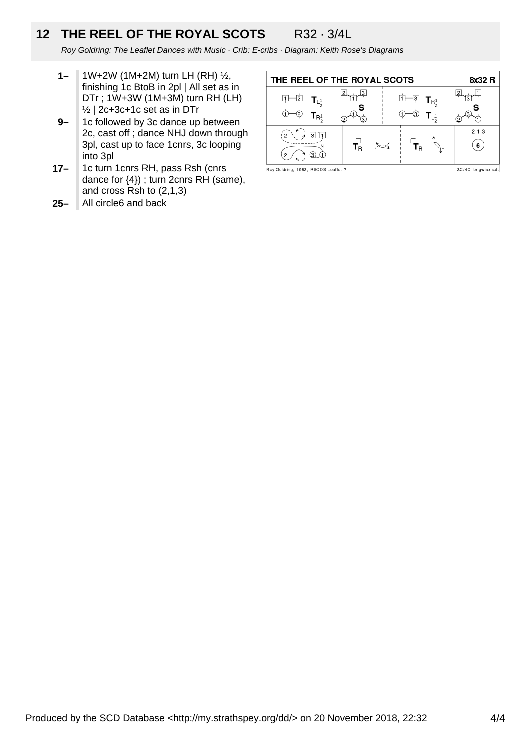## 12 THE REEL OF THE ROYAL SCOTS R32 · 3/4L

*Roy Goldring: The Leaflet Dances with Music · Crib: E-cribs · Diagram: Keith Rose's Diagrams*

- **1–** 1W+2W (1M+2M) turn LH (RH) ½, finishing 1c BtoB in 2pl | All set as in DTr ; 1W+3W (1M+3M) turn RH (LH) ½ | 2c+3c+1c set as in DTr
- **9–** 1c followed by 3c dance up between 2c, cast off ; dance NHJ down through 3pl, cast up to face 1cnrs, 3c looping into 3pl
- **17–** 1c turn 1cnrs RH, pass Rsh (cnrs dance for {4}) ; turn 2cnrs RH (same), and cross Rsh to (2,1,3)
- **25–** All circle6 and back

THE REEL OF THE ROYAL SCOTS 8x32 R

Roy Goldring, 1983, RSCDS Leaflet 7

3C/4C longwise set.